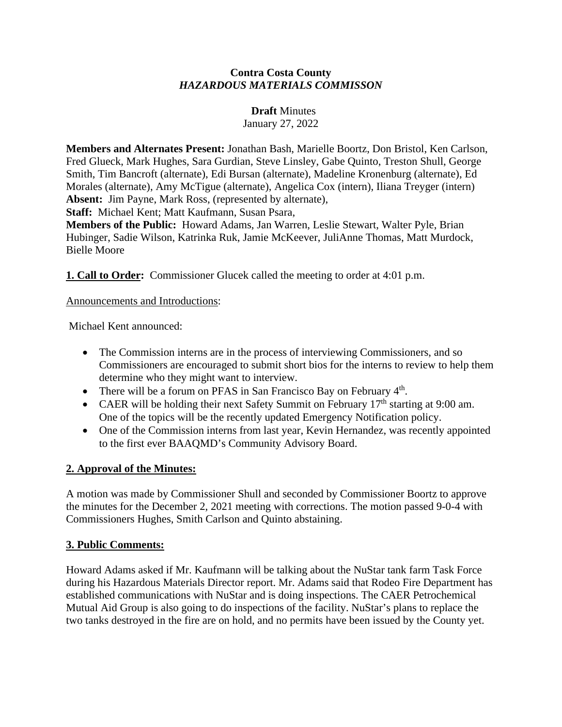**Contra Costa County**
***HAZARDOUS MATERIALS COMMISSON***

**Draft** Minutes
January 27, 2022

**Members and Alternates Present:** Jonathan Bash, Marielle Boortz, Don Bristol, Ken Carlson, Fred Glueck, Mark Hughes, Sara Gurdian, Steve Linsley, Gabe Quinto, Treston Shull, George Smith, Tim Bancroft (alternate), Edi Bursan (alternate), Madeline Kronenburg (alternate), Ed Morales (alternate), Amy McTigue (alternate), Angelica Cox (intern), Iliana Treyger (intern)
**Absent:** Jim Payne, Mark Ross, (represented by alternate),
**Staff:** Michael Kent; Matt Kaufmann, Susan Psara,
**Members of the Public:** Howard Adams, Jan Warren, Leslie Stewart, Walter Pyle, Brian Hubinger, Sadie Wilson, Katrinka Ruk, Jamie McKeever, JuliAnne Thomas, Matt Murdock, Bielle Moore

**<u>1. Call to Order</u>:** Commissioner Glucek called the meeting to order at 4:01 p.m.

<u>Announcements and Introductions</u>:

Michael Kent announced:

- The Commission interns are in the process of interviewing Commissioners, and so Commissioners are encouraged to submit short bios for the interns to review to help them determine who they might want to interview.
- There will be a forum on PFAS in San Francisco Bay on February 4th.
- CAER will be holding their next Safety Summit on February 17th starting at 9:00 am. One of the topics will be the recently updated Emergency Notification policy.
- One of the Commission interns from last year, Kevin Hernandez, was recently appointed to the first ever BAAQMD's Community Advisory Board.

## <u>2. Approval of the Minutes:</u>

A motion was made by Commissioner Shull and seconded by Commissioner Boortz to approve the minutes for the December 2, 2021 meeting with corrections. The motion passed 9-0-4 with Commissioners Hughes, Smith Carlson and Quinto abstaining.

## <u>3. Public Comments:</u>

Howard Adams asked if Mr. Kaufmann will be talking about the NuStar tank farm Task Force during his Hazardous Materials Director report. Mr. Adams said that Rodeo Fire Department has established communications with NuStar and is doing inspections. The CAER Petrochemical Mutual Aid Group is also going to do inspections of the facility. NuStar's plans to replace the two tanks destroyed in the fire are on hold, and no permits have been issued by the County yet.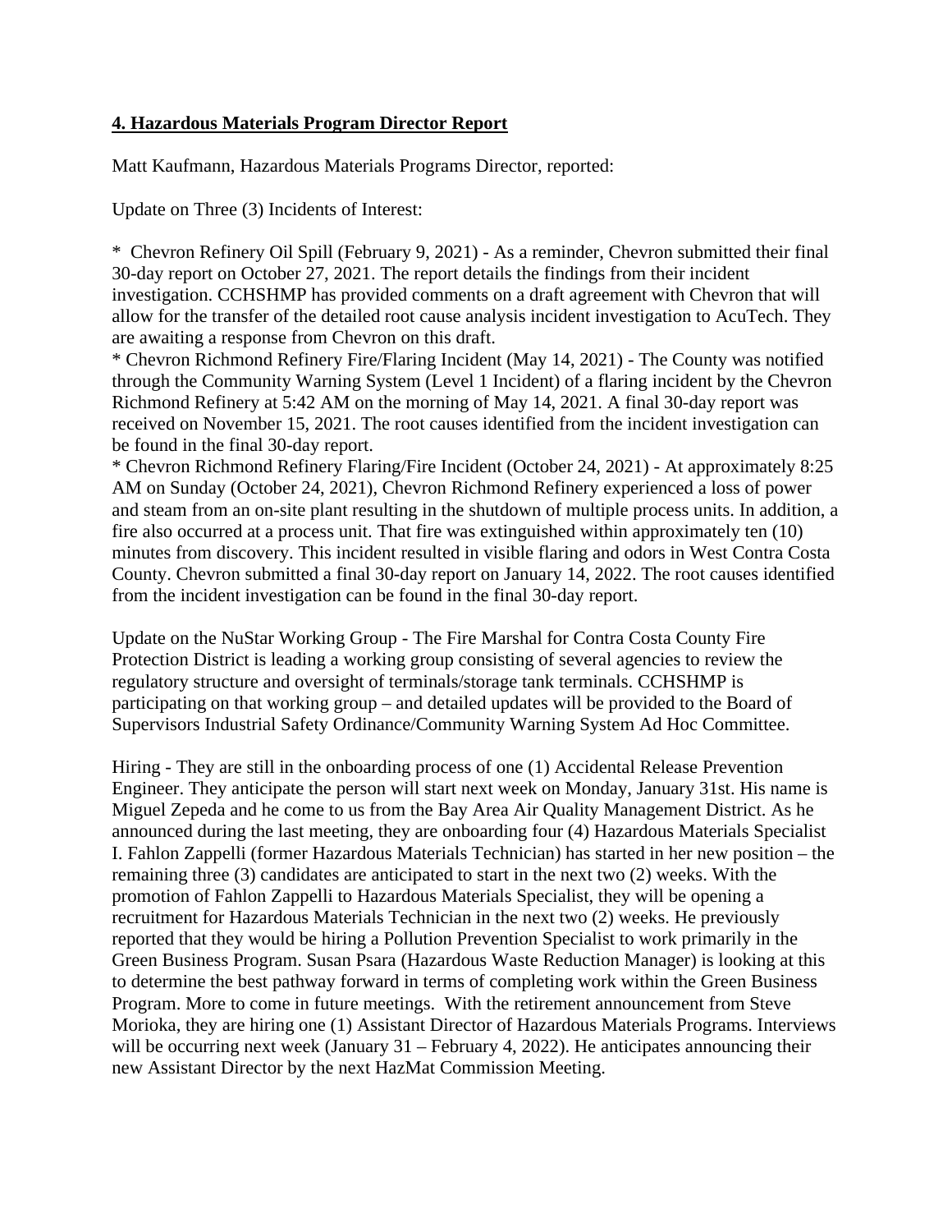**4. Hazardous Materials Program Director Report**

Matt Kaufmann, Hazardous Materials Programs Director, reported:

Update on Three (3) Incidents of Interest:

* Chevron Refinery Oil Spill (February 9, 2021) - As a reminder, Chevron submitted their final 30-day report on October 27, 2021. The report details the findings from their incident investigation. CCHSHMP has provided comments on a draft agreement with Chevron that will allow for the transfer of the detailed root cause analysis incident investigation to AcuTech. They are awaiting a response from Chevron on this draft.
* Chevron Richmond Refinery Fire/Flaring Incident (May 14, 2021) - The County was notified through the Community Warning System (Level 1 Incident) of a flaring incident by the Chevron Richmond Refinery at 5:42 AM on the morning of May 14, 2021. A final 30-day report was received on November 15, 2021. The root causes identified from the incident investigation can be found in the final 30-day report.
* Chevron Richmond Refinery Flaring/Fire Incident (October 24, 2021) - At approximately 8:25 AM on Sunday (October 24, 2021), Chevron Richmond Refinery experienced a loss of power and steam from an on-site plant resulting in the shutdown of multiple process units. In addition, a fire also occurred at a process unit. That fire was extinguished within approximately ten (10) minutes from discovery. This incident resulted in visible flaring and odors in West Contra Costa County. Chevron submitted a final 30-day report on January 14, 2022. The root causes identified from the incident investigation can be found in the final 30-day report.

Update on the NuStar Working Group - The Fire Marshal for Contra Costa County Fire Protection District is leading a working group consisting of several agencies to review the regulatory structure and oversight of terminals/storage tank terminals. CCHSHMP is participating on that working group – and detailed updates will be provided to the Board of Supervisors Industrial Safety Ordinance/Community Warning System Ad Hoc Committee.

Hiring - They are still in the onboarding process of one (1) Accidental Release Prevention Engineer. They anticipate the person will start next week on Monday, January 31st. His name is Miguel Zepeda and he come to us from the Bay Area Air Quality Management District. As he announced during the last meeting, they are onboarding four (4) Hazardous Materials Specialist I. Fahlon Zappelli (former Hazardous Materials Technician) has started in her new position – the remaining three (3) candidates are anticipated to start in the next two (2) weeks. With the promotion of Fahlon Zappelli to Hazardous Materials Specialist, they will be opening a recruitment for Hazardous Materials Technician in the next two (2) weeks. He previously reported that they would be hiring a Pollution Prevention Specialist to work primarily in the Green Business Program. Susan Psara (Hazardous Waste Reduction Manager) is looking at this to determine the best pathway forward in terms of completing work within the Green Business Program. More to come in future meetings. With the retirement announcement from Steve Morioka, they are hiring one (1) Assistant Director of Hazardous Materials Programs. Interviews will be occurring next week (January 31 – February 4, 2022). He anticipates announcing their new Assistant Director by the next HazMat Commission Meeting.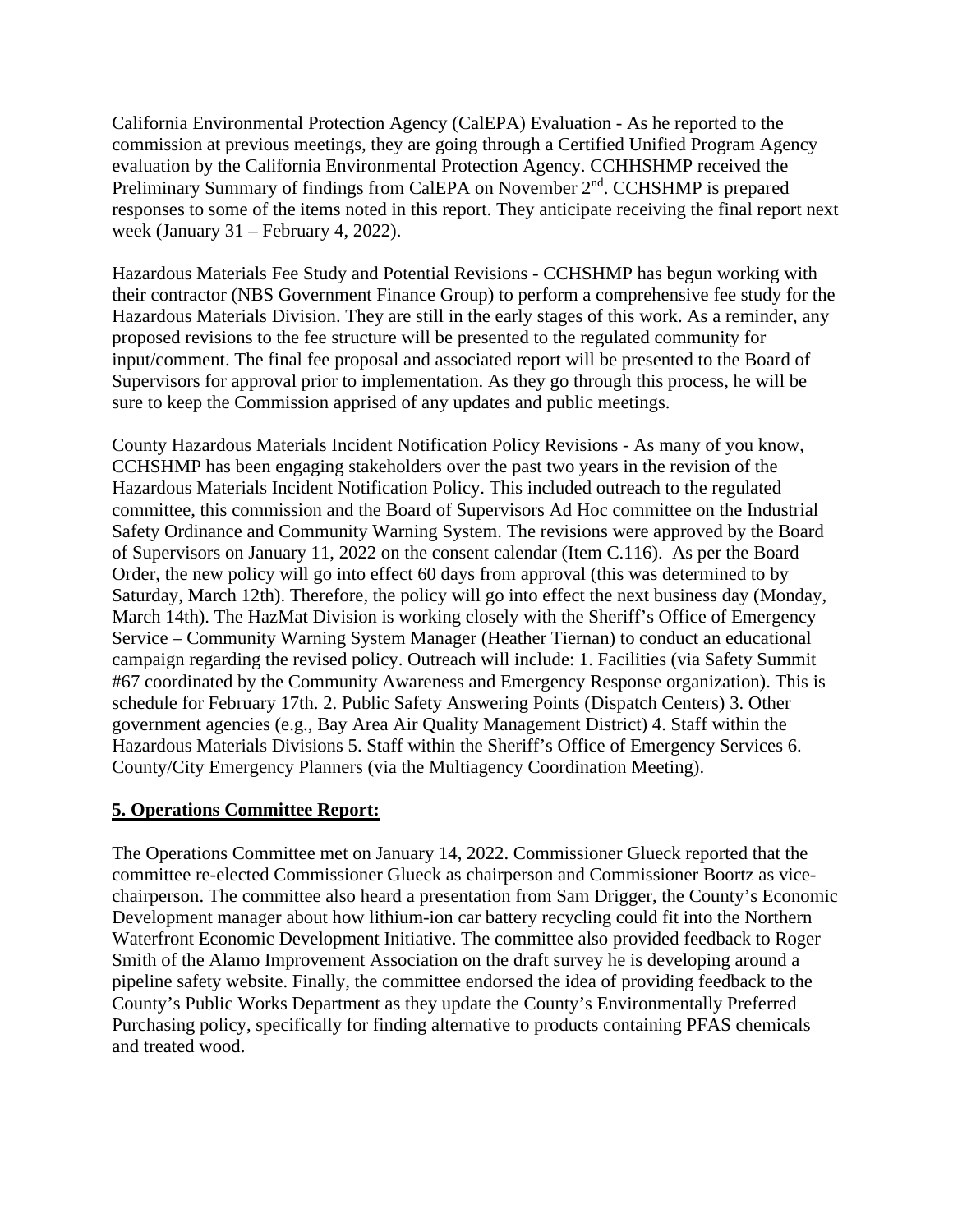California Environmental Protection Agency (CalEPA) Evaluation - As he reported to the commission at previous meetings, they are going through a Certified Unified Program Agency evaluation by the California Environmental Protection Agency. CCHHSHMP received the Preliminary Summary of findings from CalEPA on November 2nd. CCHSHMP is prepared responses to some of the items noted in this report. They anticipate receiving the final report next week (January 31 – February 4, 2022).

Hazardous Materials Fee Study and Potential Revisions - CCHSHMP has begun working with their contractor (NBS Government Finance Group) to perform a comprehensive fee study for the Hazardous Materials Division. They are still in the early stages of this work. As a reminder, any proposed revisions to the fee structure will be presented to the regulated community for input/comment. The final fee proposal and associated report will be presented to the Board of Supervisors for approval prior to implementation. As they go through this process, he will be sure to keep the Commission apprised of any updates and public meetings.

County Hazardous Materials Incident Notification Policy Revisions - As many of you know, CCHSHMP has been engaging stakeholders over the past two years in the revision of the Hazardous Materials Incident Notification Policy. This included outreach to the regulated committee, this commission and the Board of Supervisors Ad Hoc committee on the Industrial Safety Ordinance and Community Warning System. The revisions were approved by the Board of Supervisors on January 11, 2022 on the consent calendar (Item C.116). As per the Board Order, the new policy will go into effect 60 days from approval (this was determined to by Saturday, March 12th). Therefore, the policy will go into effect the next business day (Monday, March 14th). The HazMat Division is working closely with the Sheriff's Office of Emergency Service – Community Warning System Manager (Heather Tiernan) to conduct an educational campaign regarding the revised policy. Outreach will include: 1. Facilities (via Safety Summit #67 coordinated by the Community Awareness and Emergency Response organization). This is schedule for February 17th. 2. Public Safety Answering Points (Dispatch Centers) 3. Other government agencies (e.g., Bay Area Air Quality Management District) 4. Staff within the Hazardous Materials Divisions 5. Staff within the Sheriff's Office of Emergency Services 6. County/City Emergency Planners (via the Multiagency Coordination Meeting).

**5. Operations Committee Report:**

The Operations Committee met on January 14, 2022. Commissioner Glueck reported that the committee re-elected Commissioner Glueck as chairperson and Commissioner Boortz as vice-chairperson. The committee also heard a presentation from Sam Drigger, the County's Economic Development manager about how lithium-ion car battery recycling could fit into the Northern Waterfront Economic Development Initiative. The committee also provided feedback to Roger Smith of the Alamo Improvement Association on the draft survey he is developing around a pipeline safety website. Finally, the committee endorsed the idea of providing feedback to the County's Public Works Department as they update the County's Environmentally Preferred Purchasing policy, specifically for finding alternative to products containing PFAS chemicals and treated wood.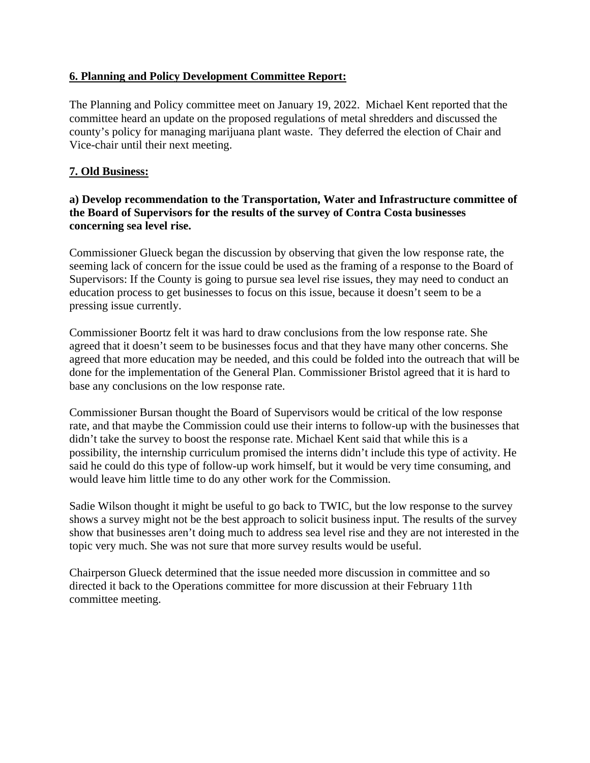## **6. Planning and Policy Development Committee Report:**

The Planning and Policy committee meet on January 19, 2022. Michael Kent reported that the committee heard an update on the proposed regulations of metal shredders and discussed the county's policy for managing marijuana plant waste. They deferred the election of Chair and Vice-chair until their next meeting.

## **7. Old Business:**

### a) Develop recommendation to the Transportation, Water and Infrastructure committee of the Board of Supervisors for the results of the survey of Contra Costa businesses concerning sea level rise.

Commissioner Glueck began the discussion by observing that given the low response rate, the seeming lack of concern for the issue could be used as the framing of a response to the Board of Supervisors: If the County is going to pursue sea level rise issues, they may need to conduct an education process to get businesses to focus on this issue, because it doesn't seem to be a pressing issue currently.

Commissioner Boortz felt it was hard to draw conclusions from the low response rate. She agreed that it doesn't seem to be businesses focus and that they have many other concerns. She agreed that more education may be needed, and this could be folded into the outreach that will be done for the implementation of the General Plan. Commissioner Bristol agreed that it is hard to base any conclusions on the low response rate.

Commissioner Bursan thought the Board of Supervisors would be critical of the low response rate, and that maybe the Commission could use their interns to follow-up with the businesses that didn't take the survey to boost the response rate. Michael Kent said that while this is a possibility, the internship curriculum promised the interns didn't include this type of activity. He said he could do this type of follow-up work himself, but it would be very time consuming, and would leave him little time to do any other work for the Commission.

Sadie Wilson thought it might be useful to go back to TWIC, but the low response to the survey shows a survey might not be the best approach to solicit business input. The results of the survey show that businesses aren't doing much to address sea level rise and they are not interested in the topic very much. She was not sure that more survey results would be useful.

Chairperson Glueck determined that the issue needed more discussion in committee and so directed it back to the Operations committee for more discussion at their February 11th committee meeting.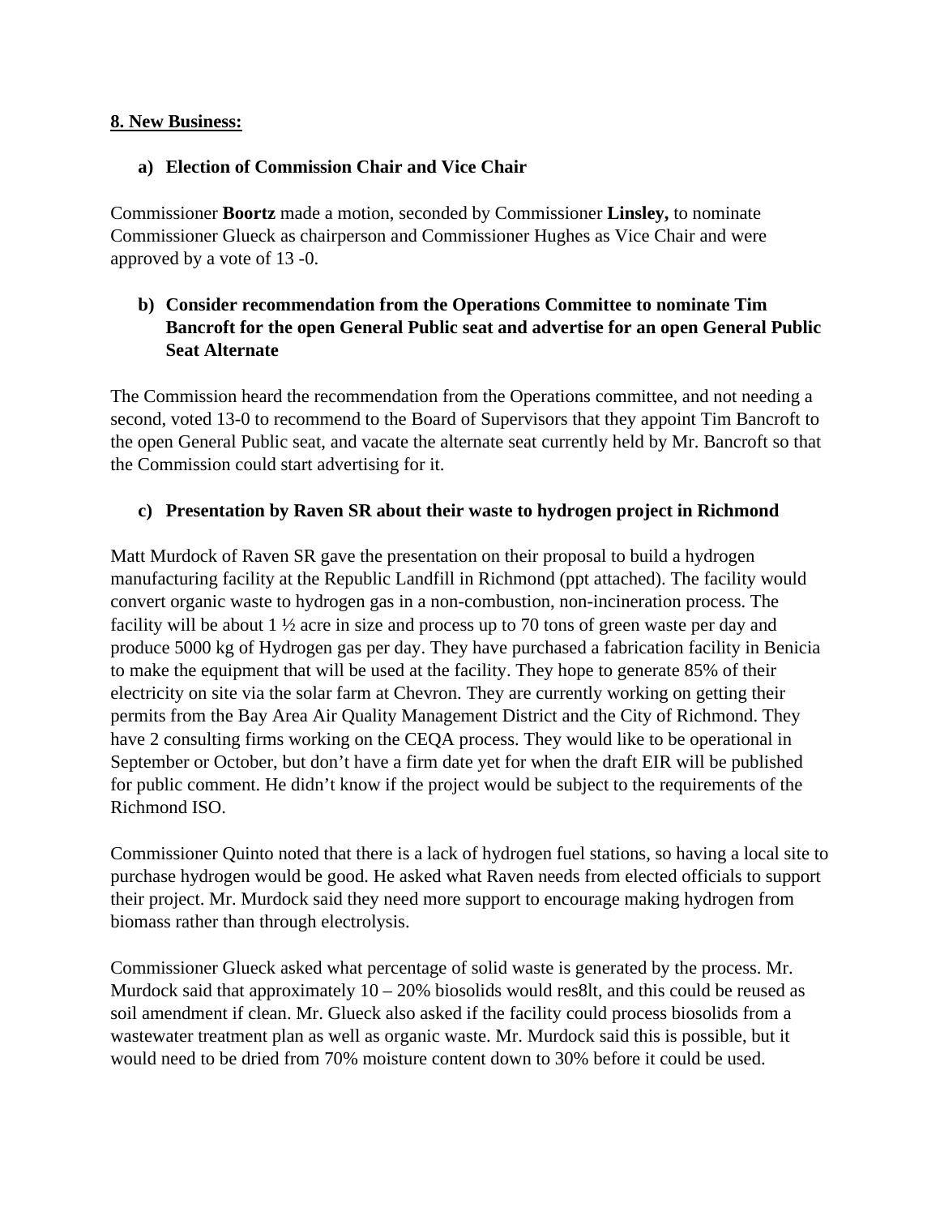**8. New Business:**

**a) Election of Commission Chair and Vice Chair**

Commissioner **Boortz** made a motion, seconded by Commissioner **Linsley,** to nominate Commissioner Glueck as chairperson and Commissioner Hughes as Vice Chair and were approved by a vote of 13 -0.

**b) Consider recommendation from the Operations Committee to nominate Tim Bancroft for the open General Public seat and advertise for an open General Public Seat Alternate**

The Commission heard the recommendation from the Operations committee, and not needing a second, voted 13-0 to recommend to the Board of Supervisors that they appoint Tim Bancroft to the open General Public seat, and vacate the alternate seat currently held by Mr. Bancroft so that the Commission could start advertising for it.

**c) Presentation by Raven SR about their waste to hydrogen project in Richmond**

Matt Murdock of Raven SR gave the presentation on their proposal to build a hydrogen manufacturing facility at the Republic Landfill in Richmond (ppt attached). The facility would convert organic waste to hydrogen gas in a non-combustion, non-incineration process. The facility will be about 1 ½ acre in size and process up to 70 tons of green waste per day and produce 5000 kg of Hydrogen gas per day. They have purchased a fabrication facility in Benicia to make the equipment that will be used at the facility. They hope to generate 85% of their electricity on site via the solar farm at Chevron. They are currently working on getting their permits from the Bay Area Air Quality Management District and the City of Richmond. They have 2 consulting firms working on the CEQA process. They would like to be operational in September or October, but don't have a firm date yet for when the draft EIR will be published for public comment. He didn't know if the project would be subject to the requirements of the Richmond ISO.

Commissioner Quinto noted that there is a lack of hydrogen fuel stations, so having a local site to purchase hydrogen would be good. He asked what Raven needs from elected officials to support their project. Mr. Murdock said they need more support to encourage making hydrogen from biomass rather than through electrolysis.

Commissioner Glueck asked what percentage of solid waste is generated by the process. Mr. Murdock said that approximately 10 – 20% biosolids would res8lt, and this could be reused as soil amendment if clean. Mr. Glueck also asked if the facility could process biosolids from a wastewater treatment plan as well as organic waste. Mr. Murdock said this is possible, but it would need to be dried from 70% moisture content down to 30% before it could be used.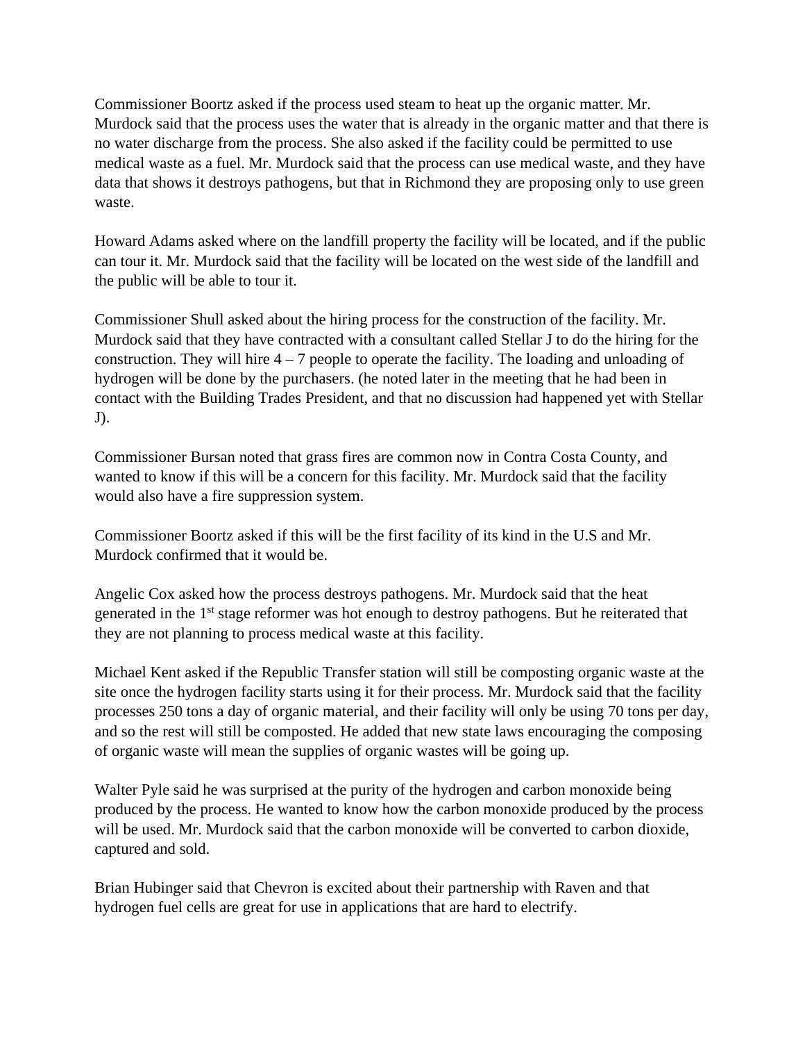Commissioner Boortz asked if the process used steam to heat up the organic matter. Mr. Murdock said that the process uses the water that is already in the organic matter and that there is no water discharge from the process. She also asked if the facility could be permitted to use medical waste as a fuel. Mr. Murdock said that the process can use medical waste, and they have data that shows it destroys pathogens, but that in Richmond they are proposing only to use green waste.

Howard Adams asked where on the landfill property the facility will be located, and if the public can tour it. Mr. Murdock said that the facility will be located on the west side of the landfill and the public will be able to tour it.

Commissioner Shull asked about the hiring process for the construction of the facility. Mr. Murdock said that they have contracted with a consultant called Stellar J to do the hiring for the construction. They will hire 4 – 7 people to operate the facility. The loading and unloading of hydrogen will be done by the purchasers. (he noted later in the meeting that he had been in contact with the Building Trades President, and that no discussion had happened yet with Stellar J).

Commissioner Bursan noted that grass fires are common now in Contra Costa County, and wanted to know if this will be a concern for this facility. Mr. Murdock said that the facility would also have a fire suppression system.

Commissioner Boortz asked if this will be the first facility of its kind in the U.S and Mr. Murdock confirmed that it would be.

Angelic Cox asked how the process destroys pathogens. Mr. Murdock said that the heat generated in the 1st stage reformer was hot enough to destroy pathogens. But he reiterated that they are not planning to process medical waste at this facility.

Michael Kent asked if the Republic Transfer station will still be composting organic waste at the site once the hydrogen facility starts using it for their process. Mr. Murdock said that the facility processes 250 tons a day of organic material, and their facility will only be using 70 tons per day, and so the rest will still be composted. He added that new state laws encouraging the composing of organic waste will mean the supplies of organic wastes will be going up.

Walter Pyle said he was surprised at the purity of the hydrogen and carbon monoxide being produced by the process. He wanted to know how the carbon monoxide produced by the process will be used. Mr. Murdock said that the carbon monoxide will be converted to carbon dioxide, captured and sold.

Brian Hubinger said that Chevron is excited about their partnership with Raven and that hydrogen fuel cells are great for use in applications that are hard to electrify.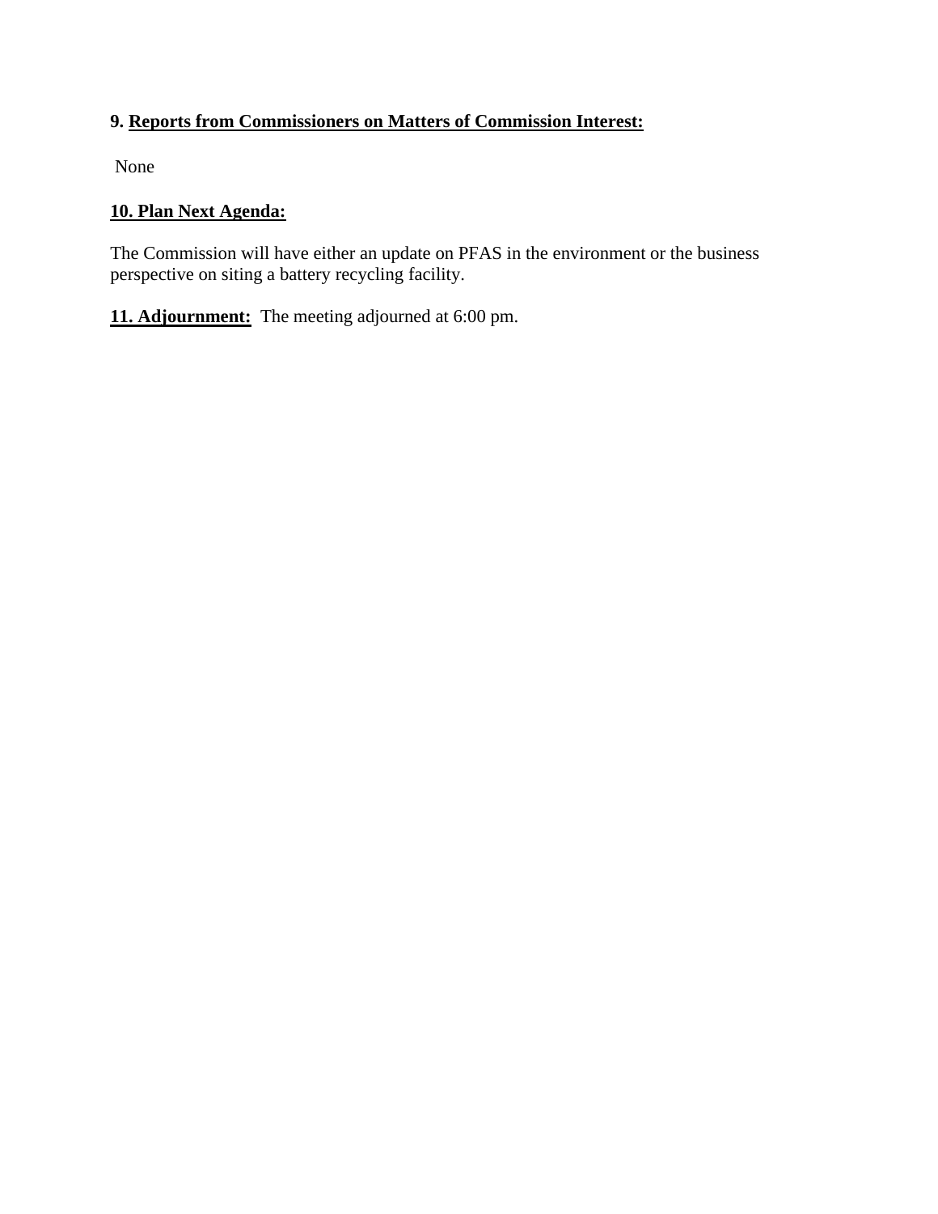**9. Reports from Commissioners on Matters of Commission Interest:**

None

**10. Plan Next Agenda:**

The Commission will have either an update on PFAS in the environment or the business perspective on siting a battery recycling facility.

**11. Adjournment:** The meeting adjourned at 6:00 pm.